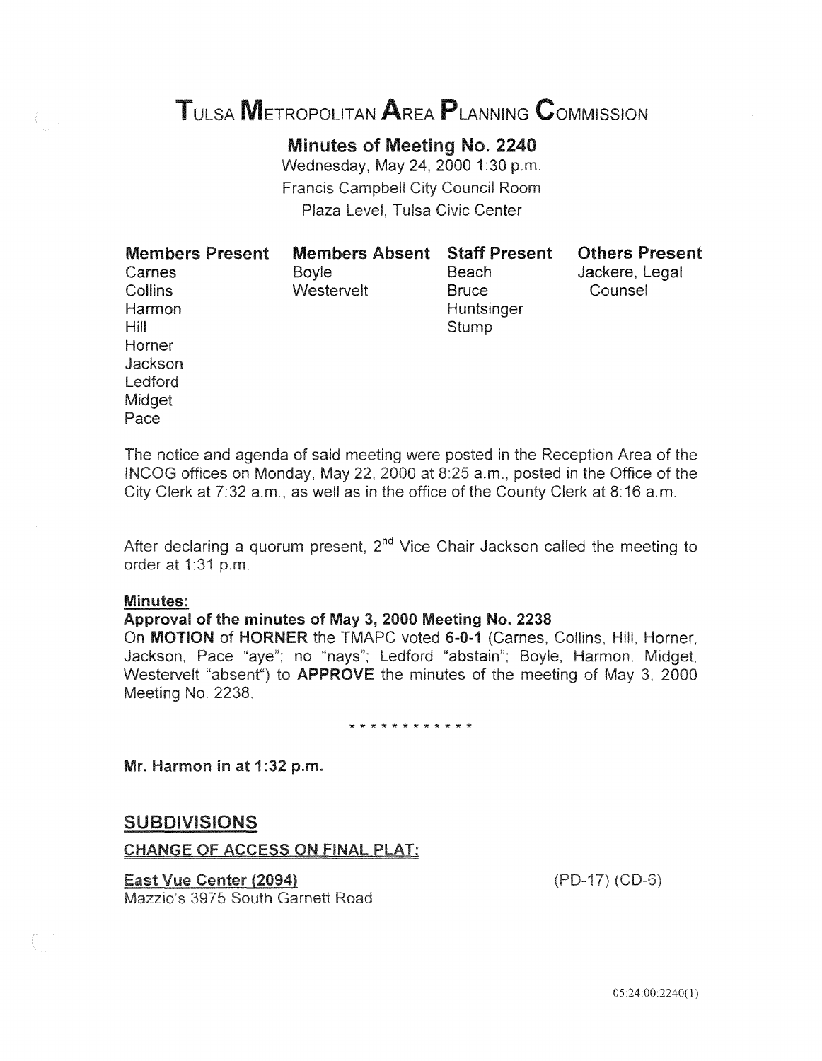# TULSA METROPOLITAN AREA PLANNING COMMISSION

## Minutes of Meeting No. 2240

Wednesday, May 24, 2000 1:30 p.m.
Francis Campbell City Council Room
Plaza Level, Tulsa Civic Center

| Members Present | Members Absent | Staff Present | Others Present |
|---|---|---|---|
| Carnes | Boyle | Beach | Jackere, Legal Counsel |
| Collins | Westervelt | Bruce | |
| Harmon | | Huntsinger | |
| Hill | | Stump | |
| Horner | | | |
| Jackson | | | |
| Ledford | | | |
| Midget | | | |
| Pace | | | |

The notice and agenda of said meeting were posted in the Reception Area of the INCOG offices on Monday, May 22, 2000 at 8:25 a.m., posted in the Office of the City Clerk at 7:32 a.m., as well as in the office of the County Clerk at 8:16 a.m.

After declaring a quorum present, 2nd Vice Chair Jackson called the meeting to order at 1:31 p.m.

**Minutes:**

**Approval of the minutes of May 3, 2000 Meeting No. 2238**

On **MOTION** of **HORNER** the TMAPC voted **6-0-1** (Carnes, Collins, Hill, Horner, Jackson, Pace "aye"; no "nays"; Ledford "abstain"; Boyle, Harmon, Midget, Westervelt "absent") to **APPROVE** the minutes of the meeting of May 3, 2000 Meeting No. 2238.

\* \* \* \* \* \* \* \* \* \* \* \*

**Mr. Harmon in at 1:32 p.m.**

## SUBDIVISIONS

**CHANGE OF ACCESS ON FINAL PLAT:**

**East Vue Center (2094)** (PD-17) (CD-6)
Mazzio's 3975 South Garnett Road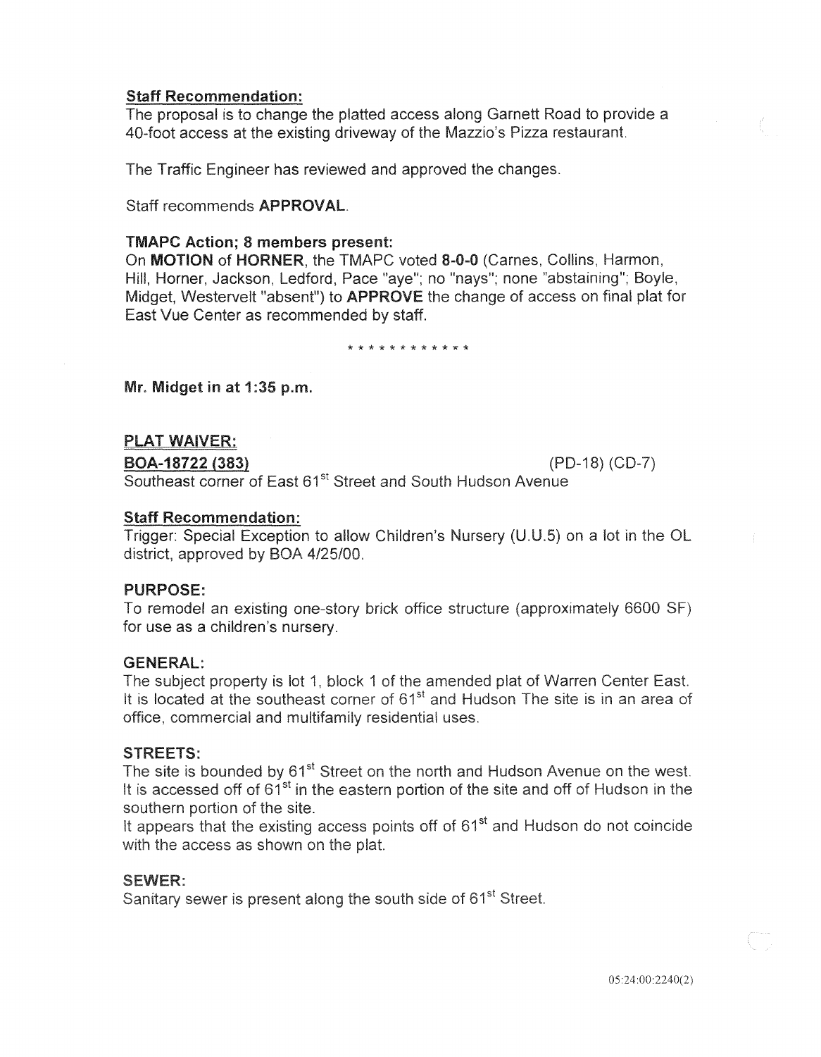**Staff Recommendation:**
The proposal is to change the platted access along Garnett Road to provide a 40-foot access at the existing driveway of the Mazzio's Pizza restaurant.

The Traffic Engineer has reviewed and approved the changes.

Staff recommends **APPROVAL**.

**TMAPC Action; 8 members present:**
On **MOTION** of **HORNER**, the TMAPC voted **8-0-0** (Carnes, Collins, Harmon, Hill, Horner, Jackson, Ledford, Pace "aye"; no "nays"; none "abstaining"; Boyle, Midget, Westervelt "absent") to **APPROVE** the change of access on final plat for East Vue Center as recommended by staff.

* * * * * * * * * * * *

**Mr. Midget in at 1:35 p.m.**

**PLAT WAIVER:**

**BOA-18722 (383)** (PD-18) (CD-7)

Southeast corner of East 61st Street and South Hudson Avenue

**Staff Recommendation:**
Trigger: Special Exception to allow Children's Nursery (U.U.5) on a lot in the OL district, approved by BOA 4/25/00.

**PURPOSE:**
To remodel an existing one-story brick office structure (approximately 6600 SF) for use as a children's nursery.

**GENERAL:**
The subject property is lot 1, block 1 of the amended plat of Warren Center East. It is located at the southeast corner of 61st and Hudson The site is in an area of office, commercial and multifamily residential uses.

**STREETS:**
The site is bounded by 61st Street on the north and Hudson Avenue on the west. It is accessed off of 61st in the eastern portion of the site and off of Hudson in the southern portion of the site.
It appears that the existing access points off of 61st and Hudson do not coincide with the access as shown on the plat.

**SEWER:**
Sanitary sewer is present along the south side of 61st Street.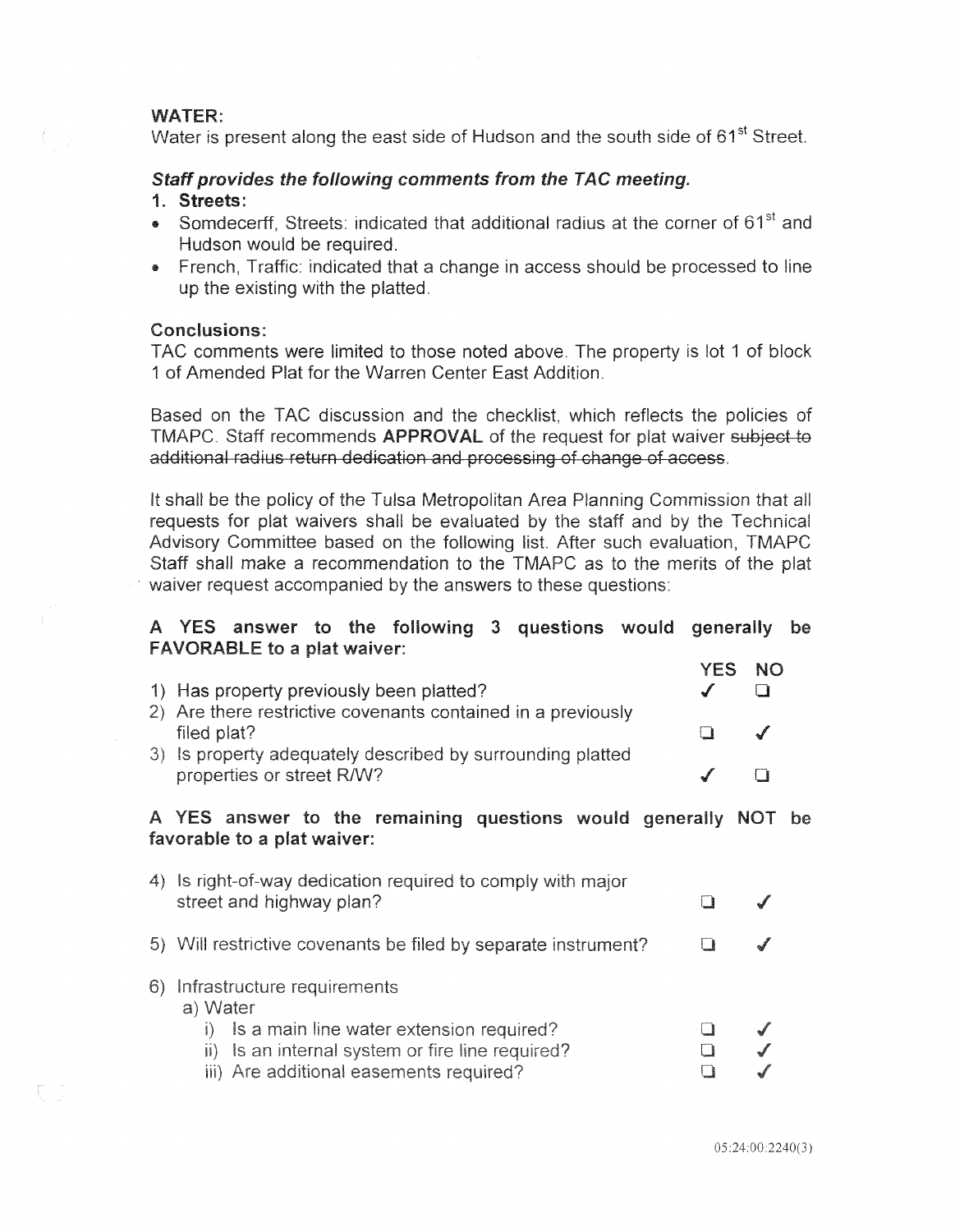**WATER:**
Water is present along the east side of Hudson and the south side of 61st Street.

***Staff provides the following comments from the TAC meeting.***

**1. Streets:**

- Somdecerff, Streets: indicated that additional radius at the corner of 61st and Hudson would be required.
- French, Traffic: indicated that a change in access should be processed to line up the existing with the platted.

**Conclusions:**
TAC comments were limited to those noted above. The property is lot 1 of block 1 of Amended Plat for the Warren Center East Addition.

Based on the TAC discussion and the checklist, which reflects the policies of TMAPC. Staff recommends **APPROVAL** of the request for plat waiver ~~subject to additional radius return dedication and processing of change of access~~.

It shall be the policy of the Tulsa Metropolitan Area Planning Commission that all requests for plat waivers shall be evaluated by the staff and by the Technical Advisory Committee based on the following list. After such evaluation, TMAPC Staff shall make a recommendation to the TMAPC as to the merits of the plat waiver request accompanied by the answers to these questions:

**A YES answer to the following 3 questions would generally be FAVORABLE to a plat waiver:**

| | YES | NO |
|---|---|---|
| 1) Has property previously been platted? | ✓ | ❑ |
| 2) Are there restrictive covenants contained in a previously filed plat? | ❑ | ✓ |
| 3) Is property adequately described by surrounding platted properties or street R/W? | ✓ | ❑ |

**A YES answer to the remaining questions would generally NOT be favorable to a plat waiver:**

| | YES | NO |
|---|---|---|
| 4) Is right-of-way dedication required to comply with major street and highway plan? | ❑ | ✓ |
| 5) Will restrictive covenants be filed by separate instrument? | ❑ | ✓ |
| 6) Infrastructure requirements | | |
| a) Water | | |
| i) Is a main line water extension required? | ❑ | ✓ |
| ii) Is an internal system or fire line required? | ❑ | ✓ |
| iii) Are additional easements required? | ❑ | ✓ |

05:24:00:2240(3)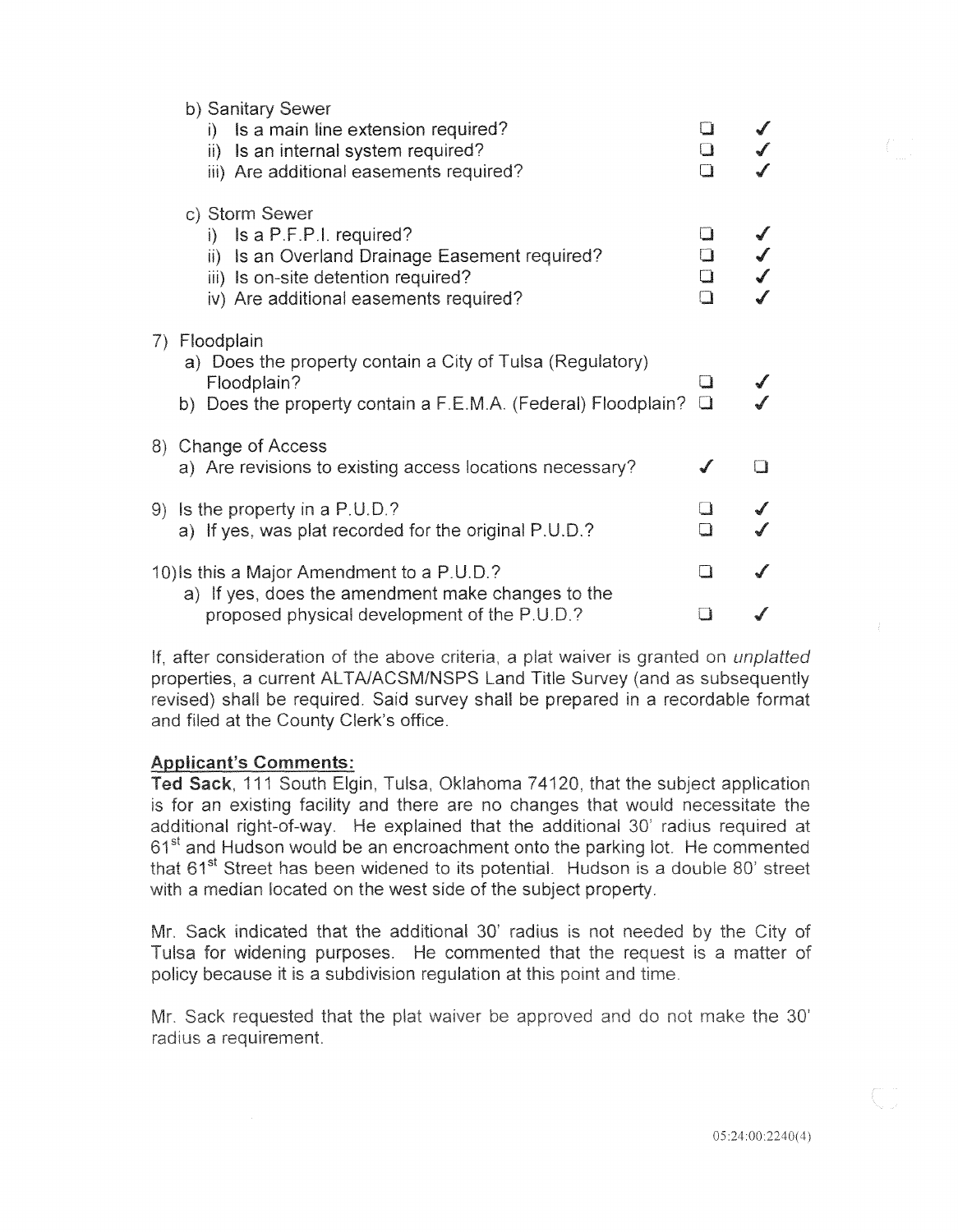b) Sanitary Sewer

| | | |
|---|---|---|
| i) Is a main line extension required? | ❑ | ✓ |
| ii) Is an internal system required? | ❑ | ✓ |
| iii) Are additional easements required? | ❑ | ✓ |

c) Storm Sewer

| | | |
|---|---|---|
| i) Is a P.F.P.I. required? | ❑ | ✓ |
| ii) Is an Overland Drainage Easement required? | ❑ | ✓ |
| iii) Is on-site detention required? | ❑ | ✓ |
| iv) Are additional easements required? | ❑ | ✓ |

7) Floodplain

| | | |
|---|---|---|
| a) Does the property contain a City of Tulsa (Regulatory) Floodplain? | ❑ | ✓ |
| b) Does the property contain a F.E.M.A. (Federal) Floodplain? | ❑ | ✓ |

8) Change of Access

| | | |
|---|---|---|
| a) Are revisions to existing access locations necessary? | ✓ | ❑ |

| | | |
|---|---|---|
| 9) Is the property in a P.U.D.? | ❑ | ✓ |
| a) If yes, was plat recorded for the original P.U.D.? | ❑ | ✓ |
| 10) Is this a Major Amendment to a P.U.D.? | ❑ | ✓ |
| a) If yes, does the amendment make changes to the proposed physical development of the P.U.D.? | ❑ | ✓ |

If, after consideration of the above criteria, a plat waiver is granted on *unplatted* properties, a current ALTA/ACSM/NSPS Land Title Survey (and as subsequently revised) shall be required. Said survey shall be prepared in a recordable format and filed at the County Clerk's office.

**Applicant's Comments:**

**Ted Sack**, 111 South Elgin, Tulsa, Oklahoma 74120, that the subject application is for an existing facility and there are no changes that would necessitate the additional right-of-way. He explained that the additional 30' radius required at 61st and Hudson would be an encroachment onto the parking lot. He commented that 61st Street has been widened to its potential. Hudson is a double 80' street with a median located on the west side of the subject property.

Mr. Sack indicated that the additional 30' radius is not needed by the City of Tulsa for widening purposes. He commented that the request is a matter of policy because it is a subdivision regulation at this point and time.

Mr. Sack requested that the plat waiver be approved and do not make the 30' radius a requirement.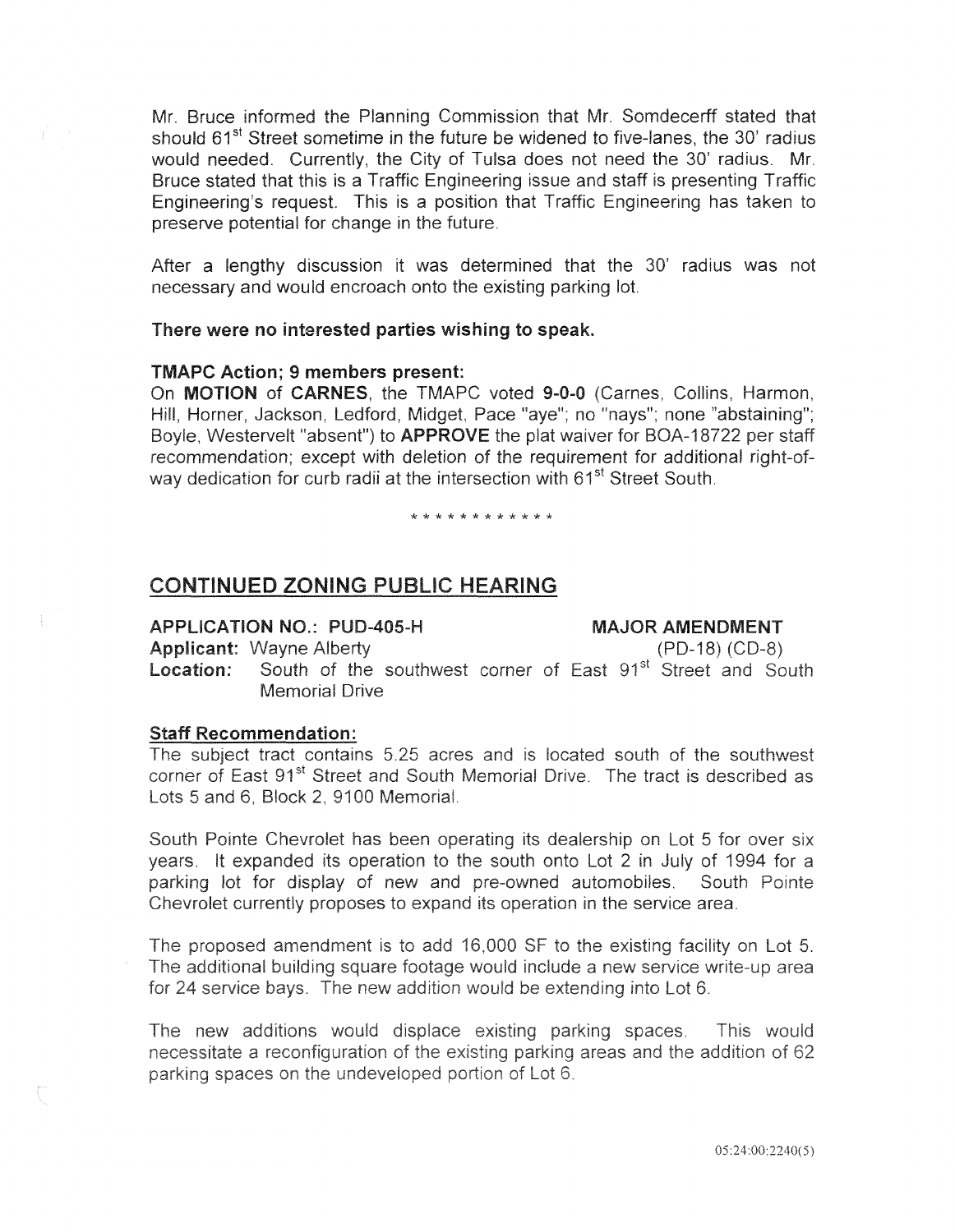Mr. Bruce informed the Planning Commission that Mr. Somdecerff stated that should 61st Street sometime in the future be widened to five-lanes, the 30' radius would needed. Currently, the City of Tulsa does not need the 30' radius. Mr. Bruce stated that this is a Traffic Engineering issue and staff is presenting Traffic Engineering's request. This is a position that Traffic Engineering has taken to preserve potential for change in the future.

After a lengthy discussion it was determined that the 30' radius was not necessary and would encroach onto the existing parking lot.

**There were no interested parties wishing to speak.**

**TMAPC Action; 9 members present:**
On **MOTION** of **CARNES**, the TMAPC voted **9-0-0** (Carnes, Collins, Harmon, Hill, Horner, Jackson, Ledford, Midget, Pace "aye"; no "nays"; none "abstaining"; Boyle, Westervelt "absent") to **APPROVE** the plat waiver for BOA-18722 per staff recommendation; except with deletion of the requirement for additional right-of-way dedication for curb radii at the intersection with 61st Street South.

\* \* \* \* \* \* \* \* \* \* \* \*

## CONTINUED ZONING PUBLIC HEARING

**APPLICATION NO.: PUD-405-H** **MAJOR AMENDMENT**
**Applicant:** Wayne Alberty (PD-18) (CD-8)
**Location:** South of the southwest corner of East 91st Street and South Memorial Drive

**Staff Recommendation:**
The subject tract contains 5.25 acres and is located south of the southwest corner of East 91st Street and South Memorial Drive. The tract is described as Lots 5 and 6, Block 2, 9100 Memorial.

South Pointe Chevrolet has been operating its dealership on Lot 5 for over six years. It expanded its operation to the south onto Lot 2 in July of 1994 for a parking lot for display of new and pre-owned automobiles. South Pointe Chevrolet currently proposes to expand its operation in the service area.

The proposed amendment is to add 16,000 SF to the existing facility on Lot 5. The additional building square footage would include a new service write-up area for 24 service bays. The new addition would be extending into Lot 6.

The new additions would displace existing parking spaces. This would necessitate a reconfiguration of the existing parking areas and the addition of 62 parking spaces on the undeveloped portion of Lot 6.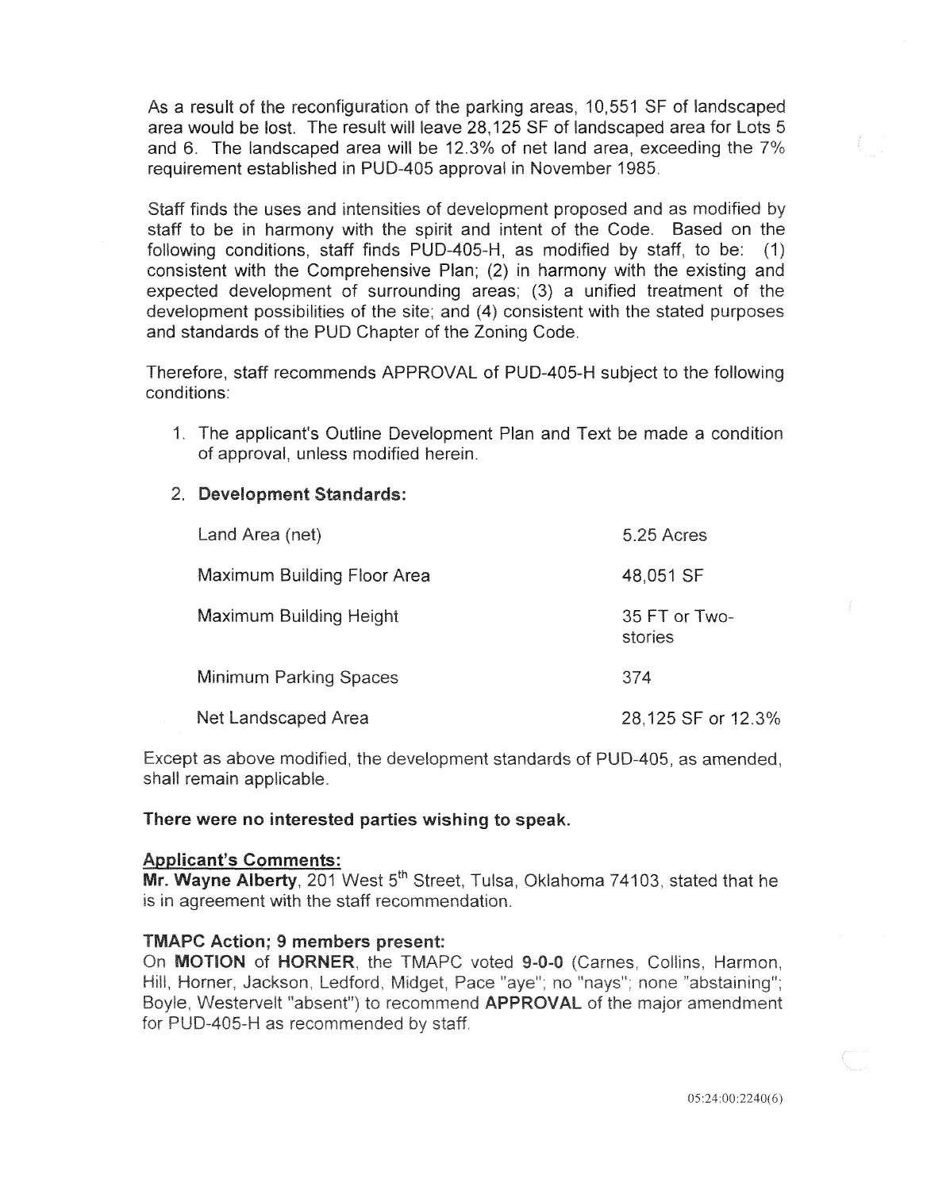As a result of the reconfiguration of the parking areas, 10,551 SF of landscaped area would be lost. The result will leave 28,125 SF of landscaped area for Lots 5 and 6. The landscaped area will be 12.3% of net land area, exceeding the 7% requirement established in PUD-405 approval in November 1985.

Staff finds the uses and intensities of development proposed and as modified by staff to be in harmony with the spirit and intent of the Code. Based on the following conditions, staff finds PUD-405-H, as modified by staff, to be: (1) consistent with the Comprehensive Plan; (2) in harmony with the existing and expected development of surrounding areas; (3) a unified treatment of the development possibilities of the site; and (4) consistent with the stated purposes and standards of the PUD Chapter of the Zoning Code.

Therefore, staff recommends APPROVAL of PUD-405-H subject to the following conditions:

1. The applicant's Outline Development Plan and Text be made a condition of approval, unless modified herein.

2. **Development Standards:**

| | |
|---|---|
| Land Area (net) | 5.25 Acres |
| Maximum Building Floor Area | 48,051 SF |
| Maximum Building Height | 35 FT or Two-stories |
| Minimum Parking Spaces | 374 |
| Net Landscaped Area | 28,125 SF or 12.3% |

Except as above modified, the development standards of PUD-405, as amended, shall remain applicable.

**There were no interested parties wishing to speak.**

**Applicant's Comments:**

**Mr. Wayne Alberty**, 201 West 5th Street, Tulsa, Oklahoma 74103, stated that he is in agreement with the staff recommendation.

**TMAPC Action; 9 members present:**

On **MOTION** of **HORNER**, the TMAPC voted **9-0-0** (Carnes, Collins, Harmon, Hill, Horner, Jackson, Ledford, Midget, Pace "aye"; no "nays"; none "abstaining"; Boyle, Westervelt "absent") to recommend **APPROVAL** of the major amendment for PUD-405-H as recommended by staff.

05:24:00:2240(6)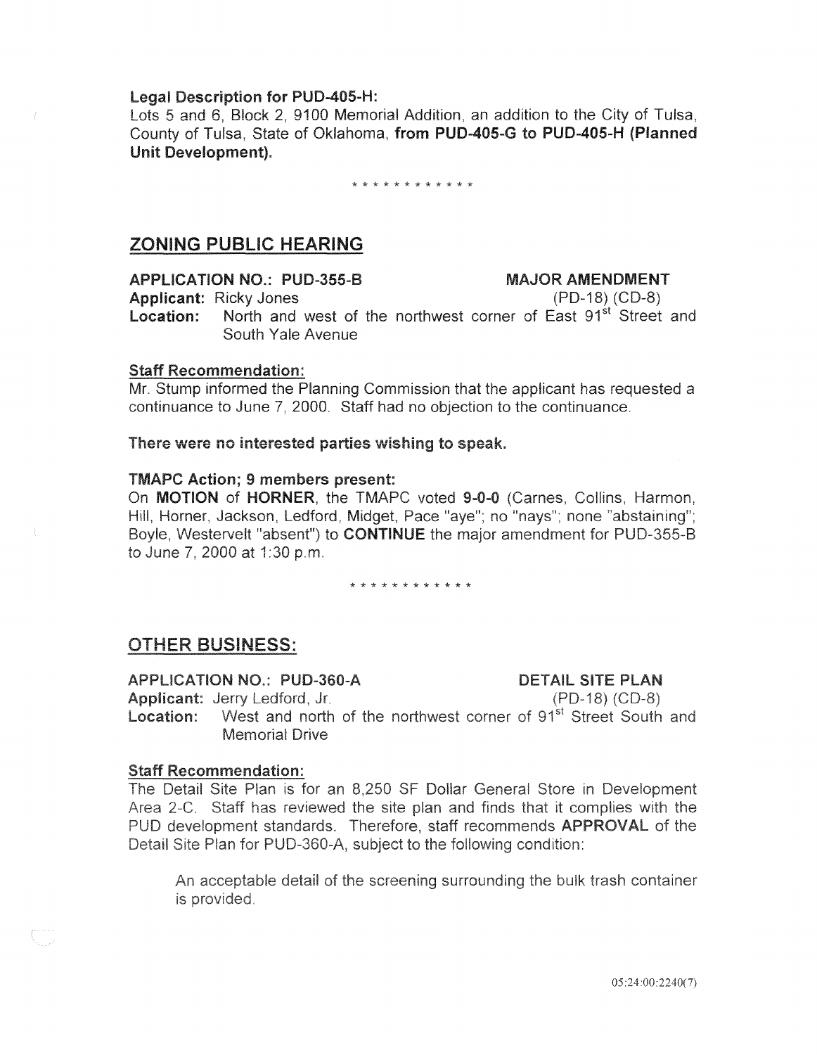**Legal Description for PUD-405-H:**
Lots 5 and 6, Block 2, 9100 Memorial Addition, an addition to the City of Tulsa, County of Tulsa, State of Oklahoma, **from PUD-405-G to PUD-405-H (Planned Unit Development).**

\* \* \* \* \* \* \* \* \* \* \* \*

## ZONING PUBLIC HEARING

**APPLICATION NO.: PUD-355-B** **MAJOR AMENDMENT**
**Applicant:** Ricky Jones (PD-18) (CD-8)
**Location:** North and west of the northwest corner of East 91st Street and South Yale Avenue

**Staff Recommendation:**
Mr. Stump informed the Planning Commission that the applicant has requested a continuance to June 7, 2000. Staff had no objection to the continuance.

**There were no interested parties wishing to speak.**

**TMAPC Action; 9 members present:**
On **MOTION** of **HORNER**, the TMAPC voted **9-0-0** (Carnes, Collins, Harmon, Hill, Horner, Jackson, Ledford, Midget, Pace "aye"; no "nays"; none "abstaining"; Boyle, Westervelt "absent") to **CONTINUE** the major amendment for PUD-355-B to June 7, 2000 at 1:30 p.m.

\* \* \* \* \* \* \* \* \* \* \* \*

## OTHER BUSINESS:

**APPLICATION NO.: PUD-360-A** **DETAIL SITE PLAN**
**Applicant:** Jerry Ledford, Jr. (PD-18) (CD-8)
**Location:** West and north of the northwest corner of 91st Street South and Memorial Drive

**Staff Recommendation:**
The Detail Site Plan is for an 8,250 SF Dollar General Store in Development Area 2-C. Staff has reviewed the site plan and finds that it complies with the PUD development standards. Therefore, staff recommends **APPROVAL** of the Detail Site Plan for PUD-360-A, subject to the following condition:

> An acceptable detail of the screening surrounding the bulk trash container is provided.

05:24:00:2240(7)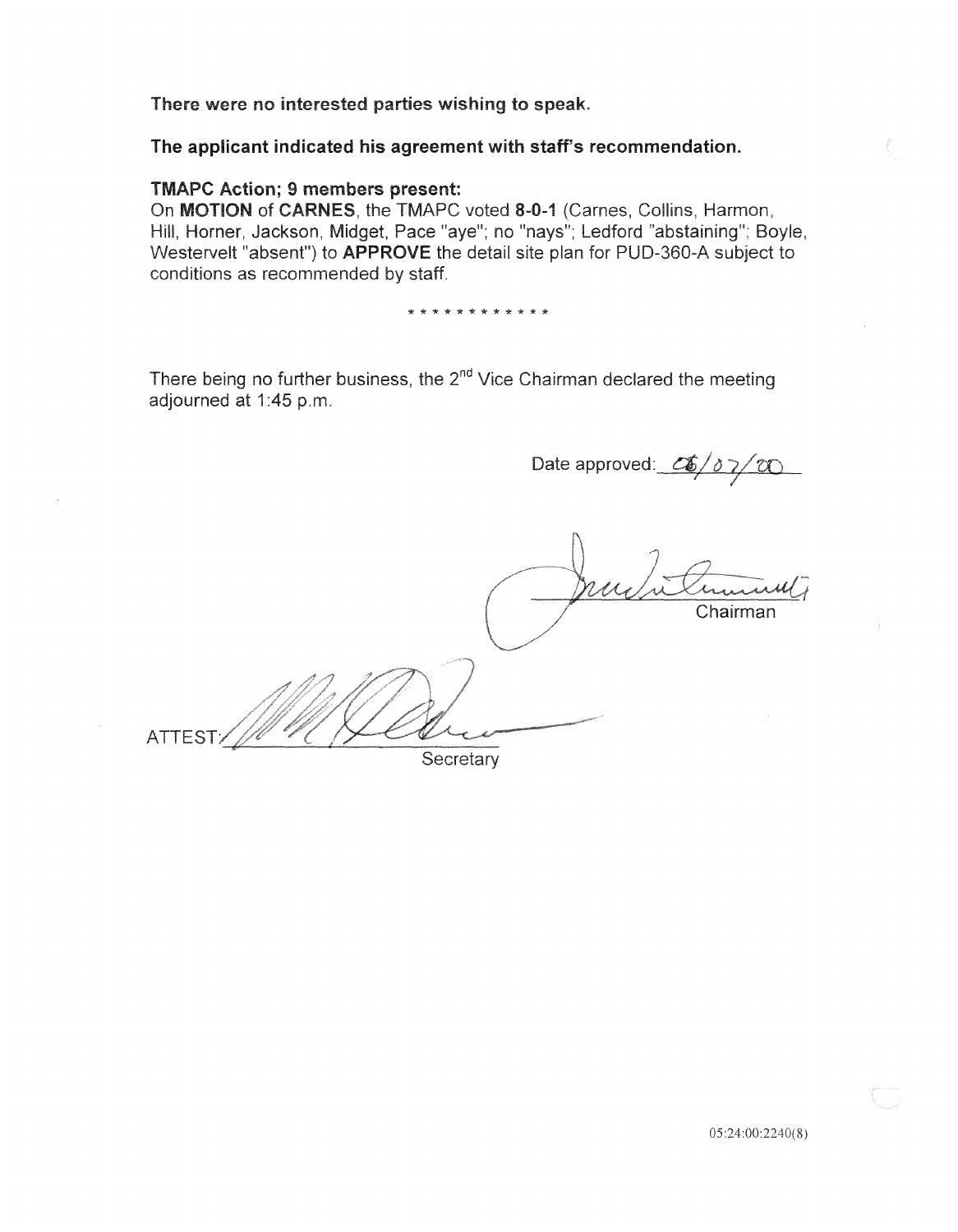**There were no interested parties wishing to speak.**

**The applicant indicated his agreement with staff's recommendation.**

**TMAPC Action; 9 members present:**
On **MOTION** of **CARNES**, the TMAPC voted **8-0-1** (Carnes, Collins, Harmon, Hill, Horner, Jackson, Midget, Pace "aye"; no "nays"; Ledford "abstaining"; Boyle, Westervelt "absent") to **APPROVE** the detail site plan for PUD-360-A subject to conditions as recommended by staff.

\* \* \* \* \* \* \* \* \* \* \* \*

There being no further business, the 2nd Vice Chairman declared the meeting adjourned at 1:45 p.m.

Date approved: 06/07/00

Chairman

ATTEST:

Secretary

05:24:00:2240(8)